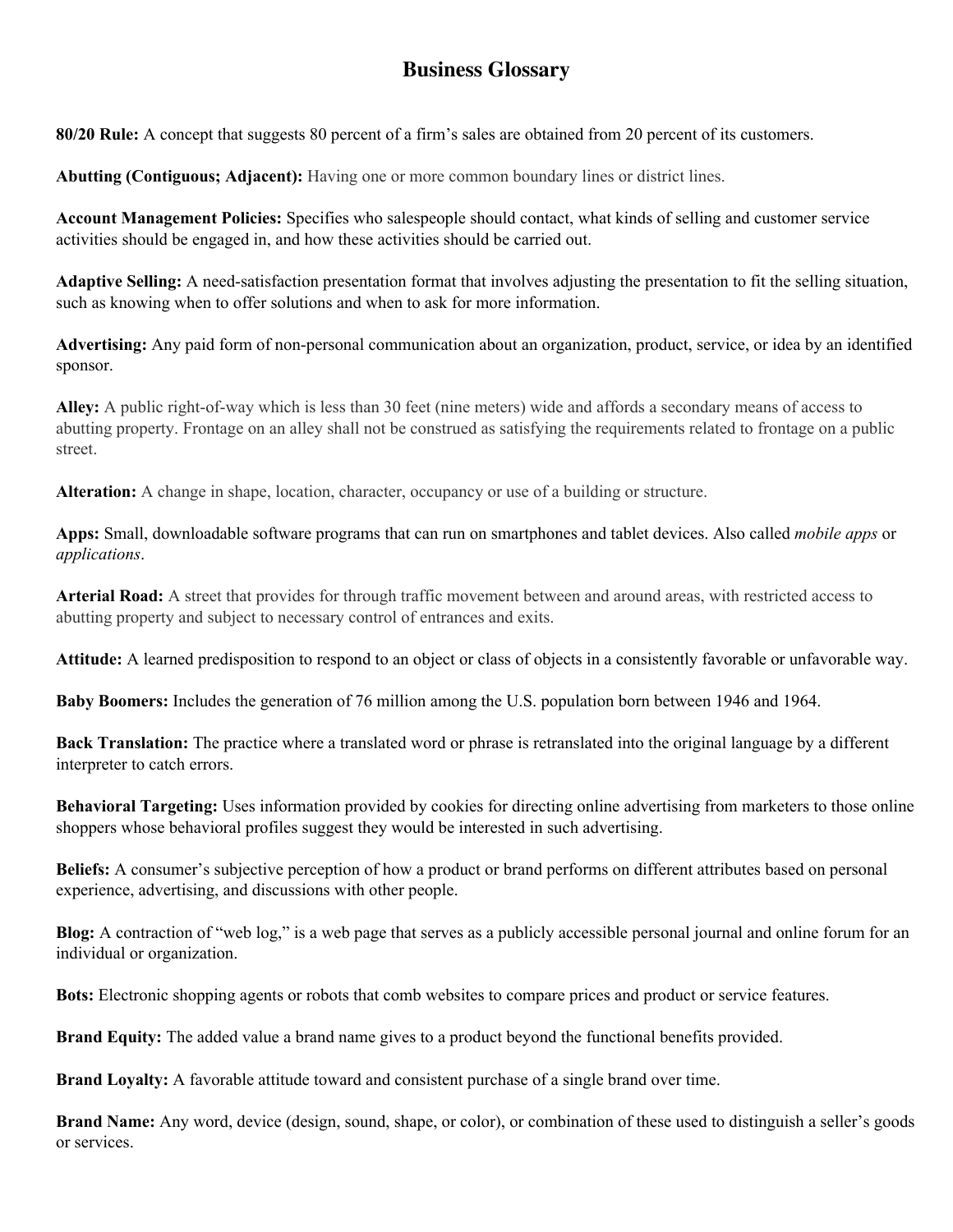# Business Glossary

**80/20 Rule:** A concept that suggests 80 percent of a firm's sales are obtained from 20 percent of its customers.

**Abutting (Contiguous; Adjacent):** Having one or more common boundary lines or district lines.

**Account Management Policies:** Specifies who salespeople should contact, what kinds of selling and customer service activities should be engaged in, and how these activities should be carried out.

**Adaptive Selling:** A need-satisfaction presentation format that involves adjusting the presentation to fit the selling situation, such as knowing when to offer solutions and when to ask for more information.

**Advertising:** Any paid form of non-personal communication about an organization, product, service, or idea by an identified sponsor.

**Alley:** A public right-of-way which is less than 30 feet (nine meters) wide and affords a secondary means of access to abutting property. Frontage on an alley shall not be construed as satisfying the requirements related to frontage on a public street.

**Alteration:** A change in shape, location, character, occupancy or use of a building or structure.

**Apps:** Small, downloadable software programs that can run on smartphones and tablet devices. Also called *mobile apps* or *applications*.

**Arterial Road:** A street that provides for through traffic movement between and around areas, with restricted access to abutting property and subject to necessary control of entrances and exits.

**Attitude:** A learned predisposition to respond to an object or class of objects in a consistently favorable or unfavorable way.

**Baby Boomers:** Includes the generation of 76 million among the U.S. population born between 1946 and 1964.

**Back Translation:** The practice where a translated word or phrase is retranslated into the original language by a different interpreter to catch errors.

**Behavioral Targeting:** Uses information provided by cookies for directing online advertising from marketers to those online shoppers whose behavioral profiles suggest they would be interested in such advertising.

**Beliefs:** A consumer's subjective perception of how a product or brand performs on different attributes based on personal experience, advertising, and discussions with other people.

**Blog:** A contraction of "web log," is a web page that serves as a publicly accessible personal journal and online forum for an individual or organization.

**Bots:** Electronic shopping agents or robots that comb websites to compare prices and product or service features.

**Brand Equity:** The added value a brand name gives to a product beyond the functional benefits provided.

**Brand Loyalty:** A favorable attitude toward and consistent purchase of a single brand over time.

**Brand Name:** Any word, device (design, sound, shape, or color), or combination of these used to distinguish a seller's goods or services.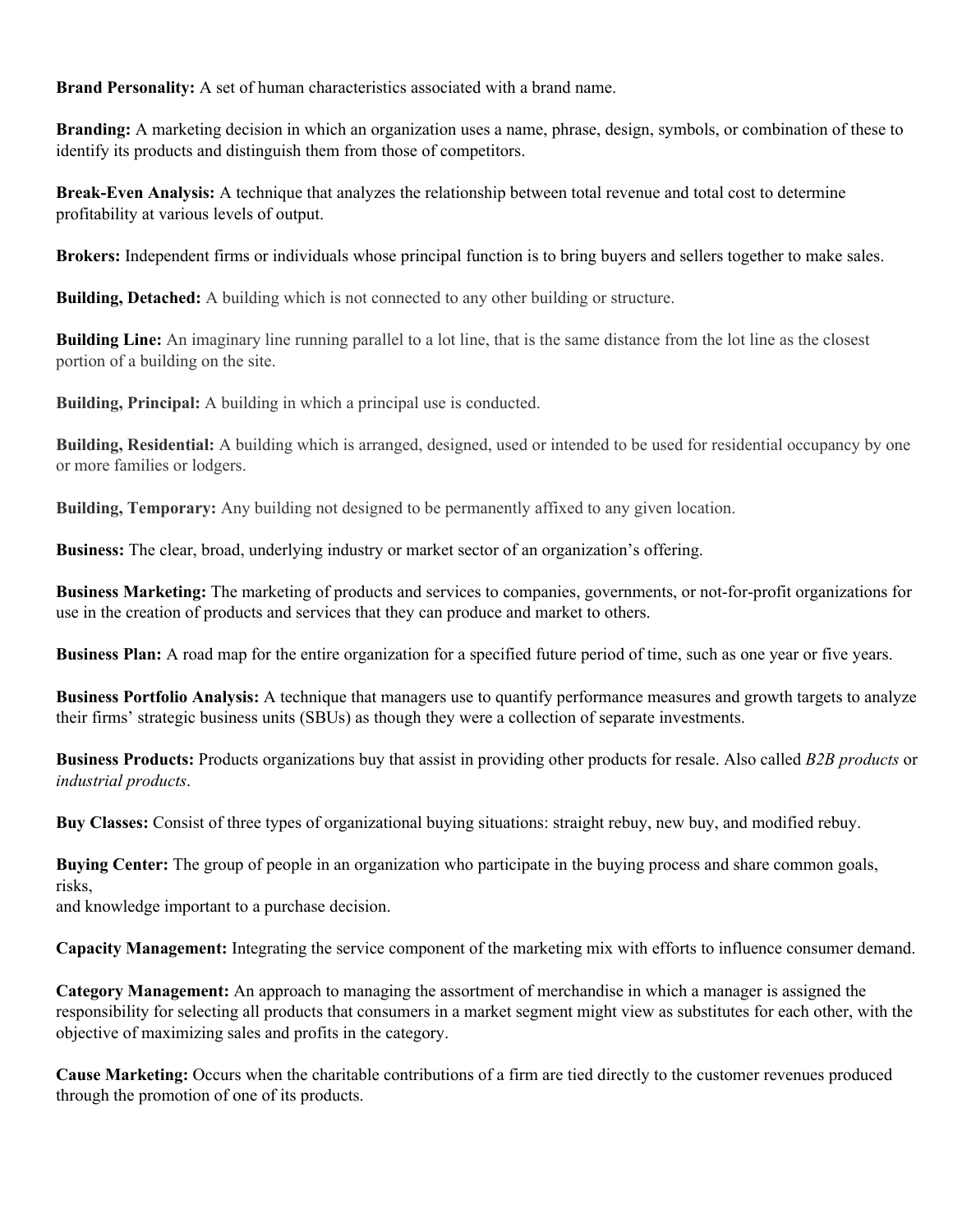**Brand Personality:** A set of human characteristics associated with a brand name.

**Branding:** A marketing decision in which an organization uses a name, phrase, design, symbols, or combination of these to identify its products and distinguish them from those of competitors.

**Break-Even Analysis:** A technique that analyzes the relationship between total revenue and total cost to determine profitability at various levels of output.

**Brokers:** Independent firms or individuals whose principal function is to bring buyers and sellers together to make sales.

**Building, Detached:** A building which is not connected to any other building or structure.

**Building Line:** An imaginary line running parallel to a lot line, that is the same distance from the lot line as the closest portion of a building on the site.

**Building, Principal:** A building in which a principal use is conducted.

**Building, Residential:** A building which is arranged, designed, used or intended to be used for residential occupancy by one or more families or lodgers.

**Building, Temporary:** Any building not designed to be permanently affixed to any given location.

**Business:** The clear, broad, underlying industry or market sector of an organization's offering.

**Business Marketing:** The marketing of products and services to companies, governments, or not-for-profit organizations for use in the creation of products and services that they can produce and market to others.

**Business Plan:** A road map for the entire organization for a specified future period of time, such as one year or five years.

**Business Portfolio Analysis:** A technique that managers use to quantify performance measures and growth targets to analyze their firms' strategic business units (SBUs) as though they were a collection of separate investments.

**Business Products:** Products organizations buy that assist in providing other products for resale. Also called *B2B products* or *industrial products*.

**Buy Classes:** Consist of three types of organizational buying situations: straight rebuy, new buy, and modified rebuy.

**Buying Center:** The group of people in an organization who participate in the buying process and share common goals, risks,
and knowledge important to a purchase decision.

**Capacity Management:** Integrating the service component of the marketing mix with efforts to influence consumer demand.

**Category Management:** An approach to managing the assortment of merchandise in which a manager is assigned the responsibility for selecting all products that consumers in a market segment might view as substitutes for each other, with the objective of maximizing sales and profits in the category.

**Cause Marketing:** Occurs when the charitable contributions of a firm are tied directly to the customer revenues produced through the promotion of one of its products.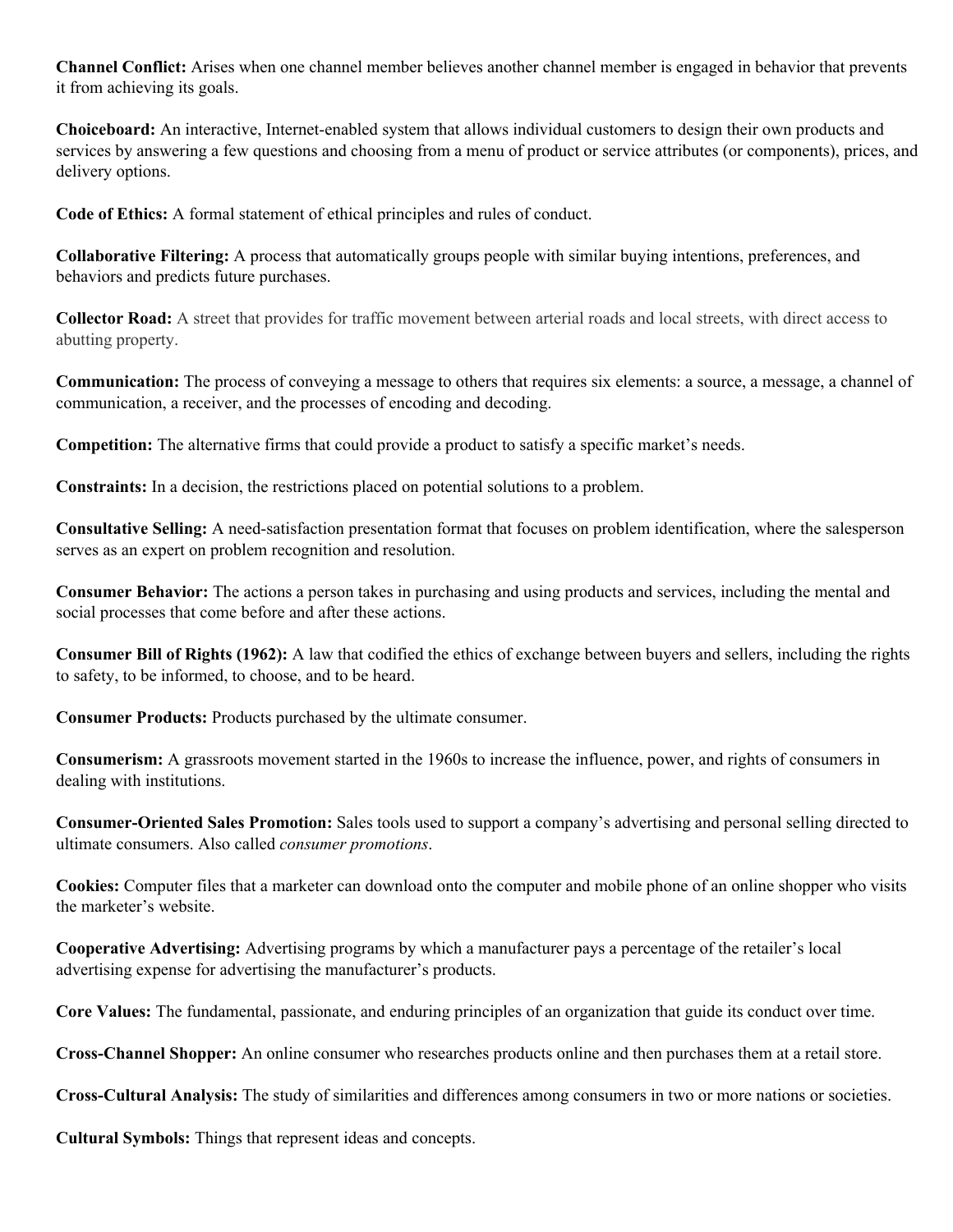**Channel Conflict:** Arises when one channel member believes another channel member is engaged in behavior that prevents it from achieving its goals.

**Choiceboard:** An interactive, Internet-enabled system that allows individual customers to design their own products and services by answering a few questions and choosing from a menu of product or service attributes (or components), prices, and delivery options.

**Code of Ethics:** A formal statement of ethical principles and rules of conduct.

**Collaborative Filtering:** A process that automatically groups people with similar buying intentions, preferences, and behaviors and predicts future purchases.

**Collector Road:** A street that provides for traffic movement between arterial roads and local streets, with direct access to abutting property.

**Communication:** The process of conveying a message to others that requires six elements: a source, a message, a channel of communication, a receiver, and the processes of encoding and decoding.

**Competition:** The alternative firms that could provide a product to satisfy a specific market's needs.

**Constraints:** In a decision, the restrictions placed on potential solutions to a problem.

**Consultative Selling:** A need-satisfaction presentation format that focuses on problem identification, where the salesperson serves as an expert on problem recognition and resolution.

**Consumer Behavior:** The actions a person takes in purchasing and using products and services, including the mental and social processes that come before and after these actions.

**Consumer Bill of Rights (1962):** A law that codified the ethics of exchange between buyers and sellers, including the rights to safety, to be informed, to choose, and to be heard.

**Consumer Products:** Products purchased by the ultimate consumer.

**Consumerism:** A grassroots movement started in the 1960s to increase the influence, power, and rights of consumers in dealing with institutions.

**Consumer-Oriented Sales Promotion:** Sales tools used to support a company's advertising and personal selling directed to ultimate consumers. Also called *consumer promotions*.

**Cookies:** Computer files that a marketer can download onto the computer and mobile phone of an online shopper who visits the marketer's website.

**Cooperative Advertising:** Advertising programs by which a manufacturer pays a percentage of the retailer's local advertising expense for advertising the manufacturer's products.

**Core Values:** The fundamental, passionate, and enduring principles of an organization that guide its conduct over time.

**Cross-Channel Shopper:** An online consumer who researches products online and then purchases them at a retail store.

**Cross-Cultural Analysis:** The study of similarities and differences among consumers in two or more nations or societies.

**Cultural Symbols:** Things that represent ideas and concepts.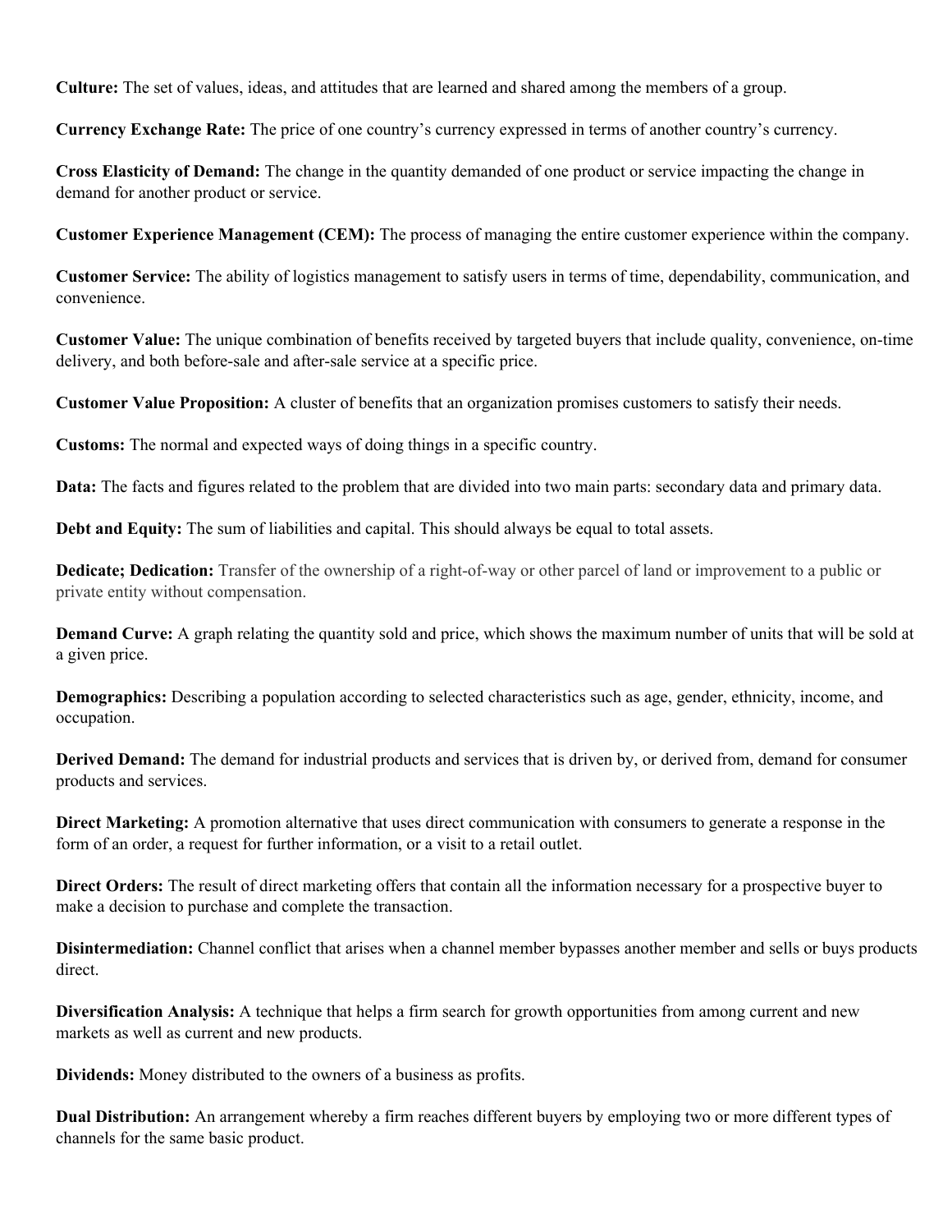**Culture:** The set of values, ideas, and attitudes that are learned and shared among the members of a group.

**Currency Exchange Rate:** The price of one country's currency expressed in terms of another country's currency.

**Cross Elasticity of Demand:** The change in the quantity demanded of one product or service impacting the change in demand for another product or service.

**Customer Experience Management (CEM):** The process of managing the entire customer experience within the company.

**Customer Service:** The ability of logistics management to satisfy users in terms of time, dependability, communication, and convenience.

**Customer Value:** The unique combination of benefits received by targeted buyers that include quality, convenience, on-time delivery, and both before-sale and after-sale service at a specific price.

**Customer Value Proposition:** A cluster of benefits that an organization promises customers to satisfy their needs.

**Customs:** The normal and expected ways of doing things in a specific country.

**Data:** The facts and figures related to the problem that are divided into two main parts: secondary data and primary data.

**Debt and Equity:** The sum of liabilities and capital. This should always be equal to total assets.

**Dedicate; Dedication:** Transfer of the ownership of a right-of-way or other parcel of land or improvement to a public or private entity without compensation.

**Demand Curve:** A graph relating the quantity sold and price, which shows the maximum number of units that will be sold at a given price.

**Demographics:** Describing a population according to selected characteristics such as age, gender, ethnicity, income, and occupation.

**Derived Demand:** The demand for industrial products and services that is driven by, or derived from, demand for consumer products and services.

**Direct Marketing:** A promotion alternative that uses direct communication with consumers to generate a response in the form of an order, a request for further information, or a visit to a retail outlet.

**Direct Orders:** The result of direct marketing offers that contain all the information necessary for a prospective buyer to make a decision to purchase and complete the transaction.

**Disintermediation:** Channel conflict that arises when a channel member bypasses another member and sells or buys products direct.

**Diversification Analysis:** A technique that helps a firm search for growth opportunities from among current and new markets as well as current and new products.

**Dividends:** Money distributed to the owners of a business as profits.

**Dual Distribution:** An arrangement whereby a firm reaches different buyers by employing two or more different types of channels for the same basic product.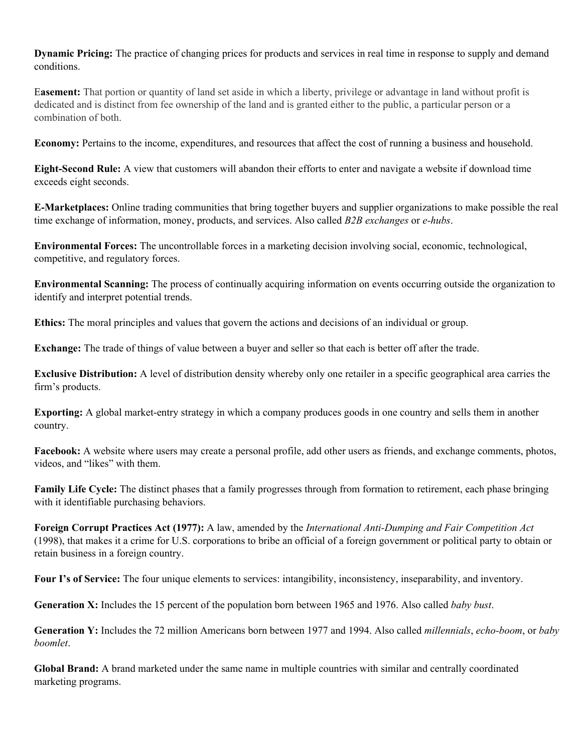**Dynamic Pricing:** The practice of changing prices for products and services in real time in response to supply and demand conditions.

**Easement:** That portion or quantity of land set aside in which a liberty, privilege or advantage in land without profit is dedicated and is distinct from fee ownership of the land and is granted either to the public, a particular person or a combination of both.

**Economy:** Pertains to the income, expenditures, and resources that affect the cost of running a business and household.

**Eight-Second Rule:** A view that customers will abandon their efforts to enter and navigate a website if download time exceeds eight seconds.

**E-Marketplaces:** Online trading communities that bring together buyers and supplier organizations to make possible the real time exchange of information, money, products, and services. Also called *B2B exchanges* or *e-hubs*.

**Environmental Forces:** The uncontrollable forces in a marketing decision involving social, economic, technological, competitive, and regulatory forces.

**Environmental Scanning:** The process of continually acquiring information on events occurring outside the organization to identify and interpret potential trends.

**Ethics:** The moral principles and values that govern the actions and decisions of an individual or group.

**Exchange:** The trade of things of value between a buyer and seller so that each is better off after the trade.

**Exclusive Distribution:** A level of distribution density whereby only one retailer in a specific geographical area carries the firm's products.

**Exporting:** A global market-entry strategy in which a company produces goods in one country and sells them in another country.

**Facebook:** A website where users may create a personal profile, add other users as friends, and exchange comments, photos, videos, and "likes" with them.

**Family Life Cycle:** The distinct phases that a family progresses through from formation to retirement, each phase bringing with it identifiable purchasing behaviors.

**Foreign Corrupt Practices Act (1977):** A law, amended by the *International Anti-Dumping and Fair Competition Act* (1998), that makes it a crime for U.S. corporations to bribe an official of a foreign government or political party to obtain or retain business in a foreign country.

**Four I's of Service:** The four unique elements to services: intangibility, inconsistency, inseparability, and inventory.

**Generation X:** Includes the 15 percent of the population born between 1965 and 1976. Also called *baby bust*.

**Generation Y:** Includes the 72 million Americans born between 1977 and 1994. Also called *millennials*, *echo-boom*, or *baby boomlet*.

**Global Brand:** A brand marketed under the same name in multiple countries with similar and centrally coordinated marketing programs.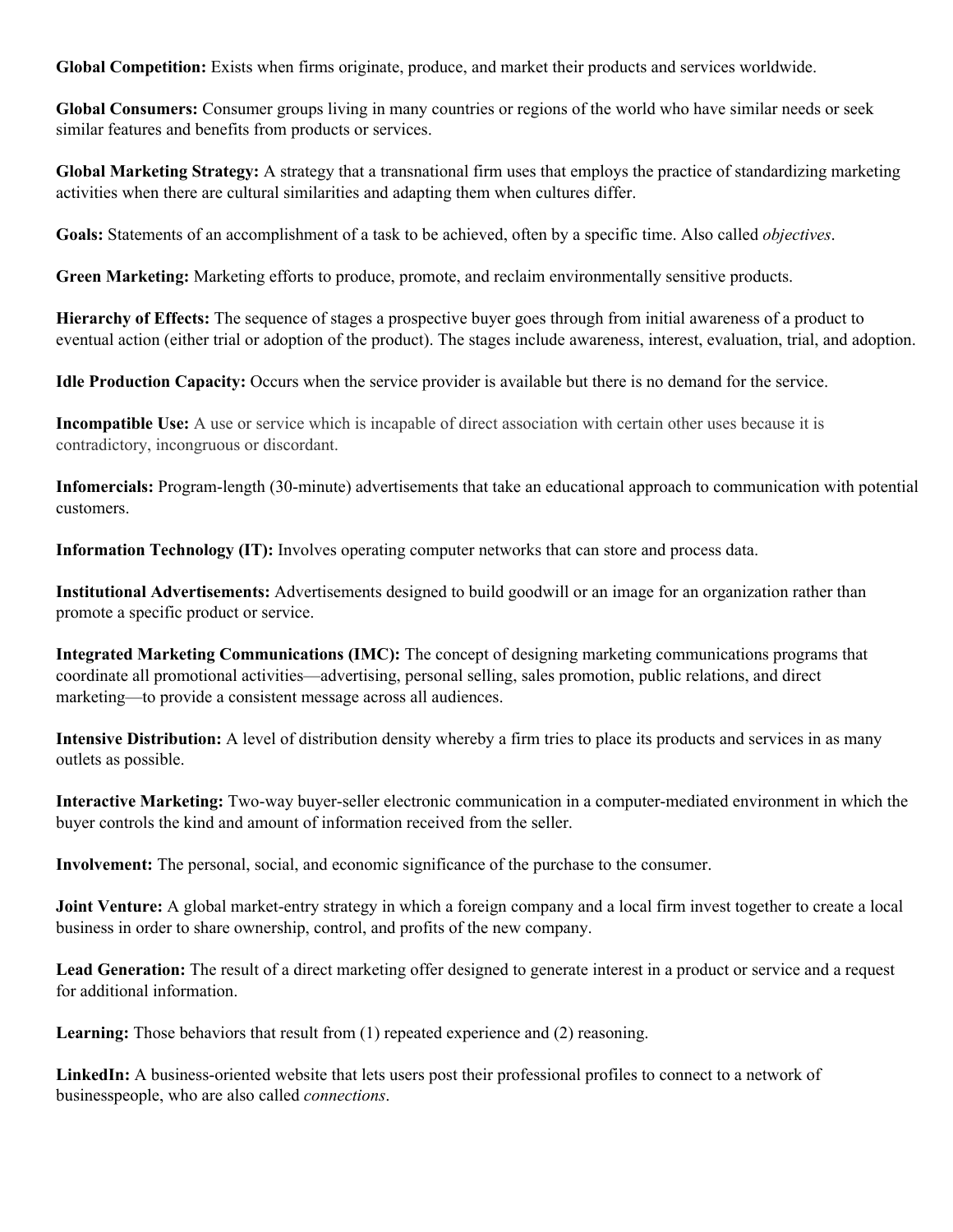**Global Competition:** Exists when firms originate, produce, and market their products and services worldwide.

**Global Consumers:** Consumer groups living in many countries or regions of the world who have similar needs or seek similar features and benefits from products or services.

**Global Marketing Strategy:** A strategy that a transnational firm uses that employs the practice of standardizing marketing activities when there are cultural similarities and adapting them when cultures differ.

**Goals:** Statements of an accomplishment of a task to be achieved, often by a specific time. Also called *objectives*.

**Green Marketing:** Marketing efforts to produce, promote, and reclaim environmentally sensitive products.

**Hierarchy of Effects:** The sequence of stages a prospective buyer goes through from initial awareness of a product to eventual action (either trial or adoption of the product). The stages include awareness, interest, evaluation, trial, and adoption.

**Idle Production Capacity:** Occurs when the service provider is available but there is no demand for the service.

**Incompatible Use:** A use or service which is incapable of direct association with certain other uses because it is contradictory, incongruous or discordant.

**Infomercials:** Program-length (30-minute) advertisements that take an educational approach to communication with potential customers.

**Information Technology (IT):** Involves operating computer networks that can store and process data.

**Institutional Advertisements:** Advertisements designed to build goodwill or an image for an organization rather than promote a specific product or service.

**Integrated Marketing Communications (IMC):** The concept of designing marketing communications programs that coordinate all promotional activities—advertising, personal selling, sales promotion, public relations, and direct marketing—to provide a consistent message across all audiences.

**Intensive Distribution:** A level of distribution density whereby a firm tries to place its products and services in as many outlets as possible.

**Interactive Marketing:** Two-way buyer-seller electronic communication in a computer-mediated environment in which the buyer controls the kind and amount of information received from the seller.

**Involvement:** The personal, social, and economic significance of the purchase to the consumer.

**Joint Venture:** A global market-entry strategy in which a foreign company and a local firm invest together to create a local business in order to share ownership, control, and profits of the new company.

**Lead Generation:** The result of a direct marketing offer designed to generate interest in a product or service and a request for additional information.

**Learning:** Those behaviors that result from (1) repeated experience and (2) reasoning.

**LinkedIn:** A business-oriented website that lets users post their professional profiles to connect to a network of businesspeople, who are also called *connections*.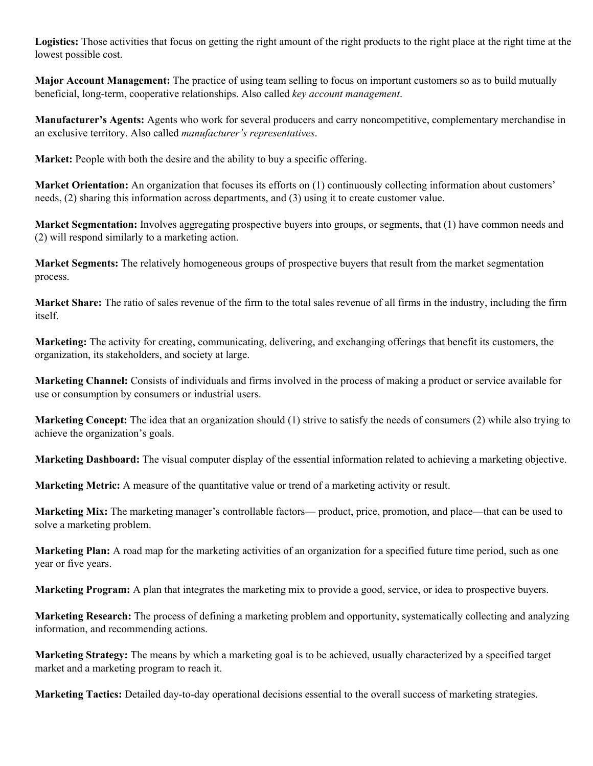**Logistics:** Those activities that focus on getting the right amount of the right products to the right place at the right time at the lowest possible cost.

**Major Account Management:** The practice of using team selling to focus on important customers so as to build mutually beneficial, long-term, cooperative relationships. Also called *key account management*.

**Manufacturer's Agents:** Agents who work for several producers and carry noncompetitive, complementary merchandise in an exclusive territory. Also called *manufacturer's representatives*.

**Market:** People with both the desire and the ability to buy a specific offering.

**Market Orientation:** An organization that focuses its efforts on (1) continuously collecting information about customers' needs, (2) sharing this information across departments, and (3) using it to create customer value.

**Market Segmentation:** Involves aggregating prospective buyers into groups, or segments, that (1) have common needs and (2) will respond similarly to a marketing action.

**Market Segments:** The relatively homogeneous groups of prospective buyers that result from the market segmentation process.

**Market Share:** The ratio of sales revenue of the firm to the total sales revenue of all firms in the industry, including the firm itself.

**Marketing:** The activity for creating, communicating, delivering, and exchanging offerings that benefit its customers, the organization, its stakeholders, and society at large.

**Marketing Channel:** Consists of individuals and firms involved in the process of making a product or service available for use or consumption by consumers or industrial users.

**Marketing Concept:** The idea that an organization should (1) strive to satisfy the needs of consumers (2) while also trying to achieve the organization's goals.

**Marketing Dashboard:** The visual computer display of the essential information related to achieving a marketing objective.

**Marketing Metric:** A measure of the quantitative value or trend of a marketing activity or result.

**Marketing Mix:** The marketing manager's controllable factors— product, price, promotion, and place—that can be used to solve a marketing problem.

**Marketing Plan:** A road map for the marketing activities of an organization for a specified future time period, such as one year or five years.

**Marketing Program:** A plan that integrates the marketing mix to provide a good, service, or idea to prospective buyers.

**Marketing Research:** The process of defining a marketing problem and opportunity, systematically collecting and analyzing information, and recommending actions.

**Marketing Strategy:** The means by which a marketing goal is to be achieved, usually characterized by a specified target market and a marketing program to reach it.

**Marketing Tactics:** Detailed day-to-day operational decisions essential to the overall success of marketing strategies.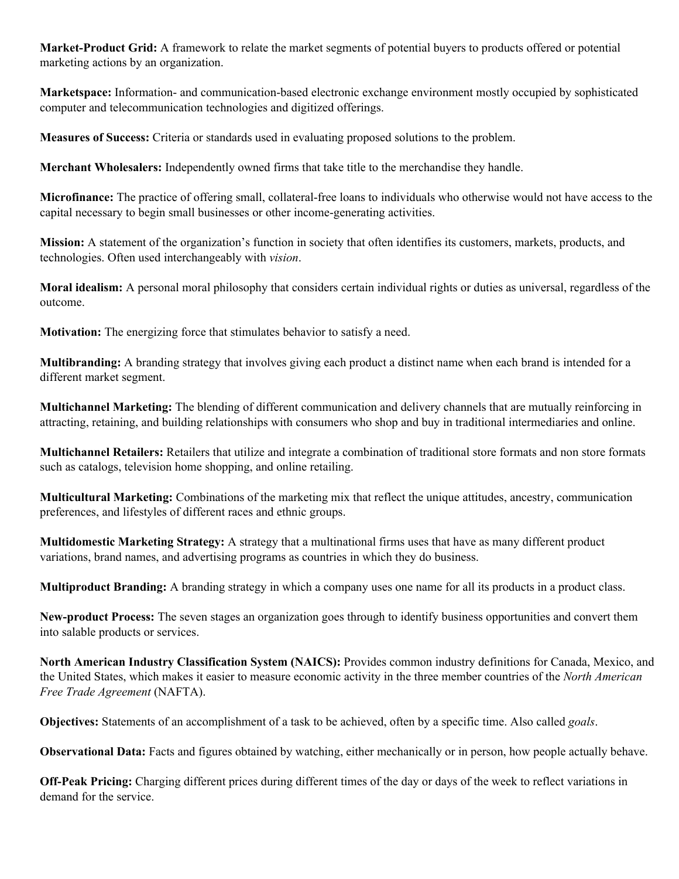**Market-Product Grid:** A framework to relate the market segments of potential buyers to products offered or potential marketing actions by an organization.

**Marketspace:** Information- and communication-based electronic exchange environment mostly occupied by sophisticated computer and telecommunication technologies and digitized offerings.

**Measures of Success:** Criteria or standards used in evaluating proposed solutions to the problem.

**Merchant Wholesalers:** Independently owned firms that take title to the merchandise they handle.

**Microfinance:** The practice of offering small, collateral-free loans to individuals who otherwise would not have access to the capital necessary to begin small businesses or other income-generating activities.

**Mission:** A statement of the organization's function in society that often identifies its customers, markets, products, and technologies. Often used interchangeably with *vision*.

**Moral idealism:** A personal moral philosophy that considers certain individual rights or duties as universal, regardless of the outcome.

**Motivation:** The energizing force that stimulates behavior to satisfy a need.

**Multibranding:** A branding strategy that involves giving each product a distinct name when each brand is intended for a different market segment.

**Multichannel Marketing:** The blending of different communication and delivery channels that are mutually reinforcing in attracting, retaining, and building relationships with consumers who shop and buy in traditional intermediaries and online.

**Multichannel Retailers:** Retailers that utilize and integrate a combination of traditional store formats and non store formats such as catalogs, television home shopping, and online retailing.

**Multicultural Marketing:** Combinations of the marketing mix that reflect the unique attitudes, ancestry, communication preferences, and lifestyles of different races and ethnic groups.

**Multidomestic Marketing Strategy:** A strategy that a multinational firms uses that have as many different product variations, brand names, and advertising programs as countries in which they do business.

**Multiproduct Branding:** A branding strategy in which a company uses one name for all its products in a product class.

**New-product Process:** The seven stages an organization goes through to identify business opportunities and convert them into salable products or services.

**North American Industry Classification System (NAICS):** Provides common industry definitions for Canada, Mexico, and the United States, which makes it easier to measure economic activity in the three member countries of the *North American Free Trade Agreement* (NAFTA).

**Objectives:** Statements of an accomplishment of a task to be achieved, often by a specific time. Also called *goals*.

**Observational Data:** Facts and figures obtained by watching, either mechanically or in person, how people actually behave.

**Off-Peak Pricing:** Charging different prices during different times of the day or days of the week to reflect variations in demand for the service.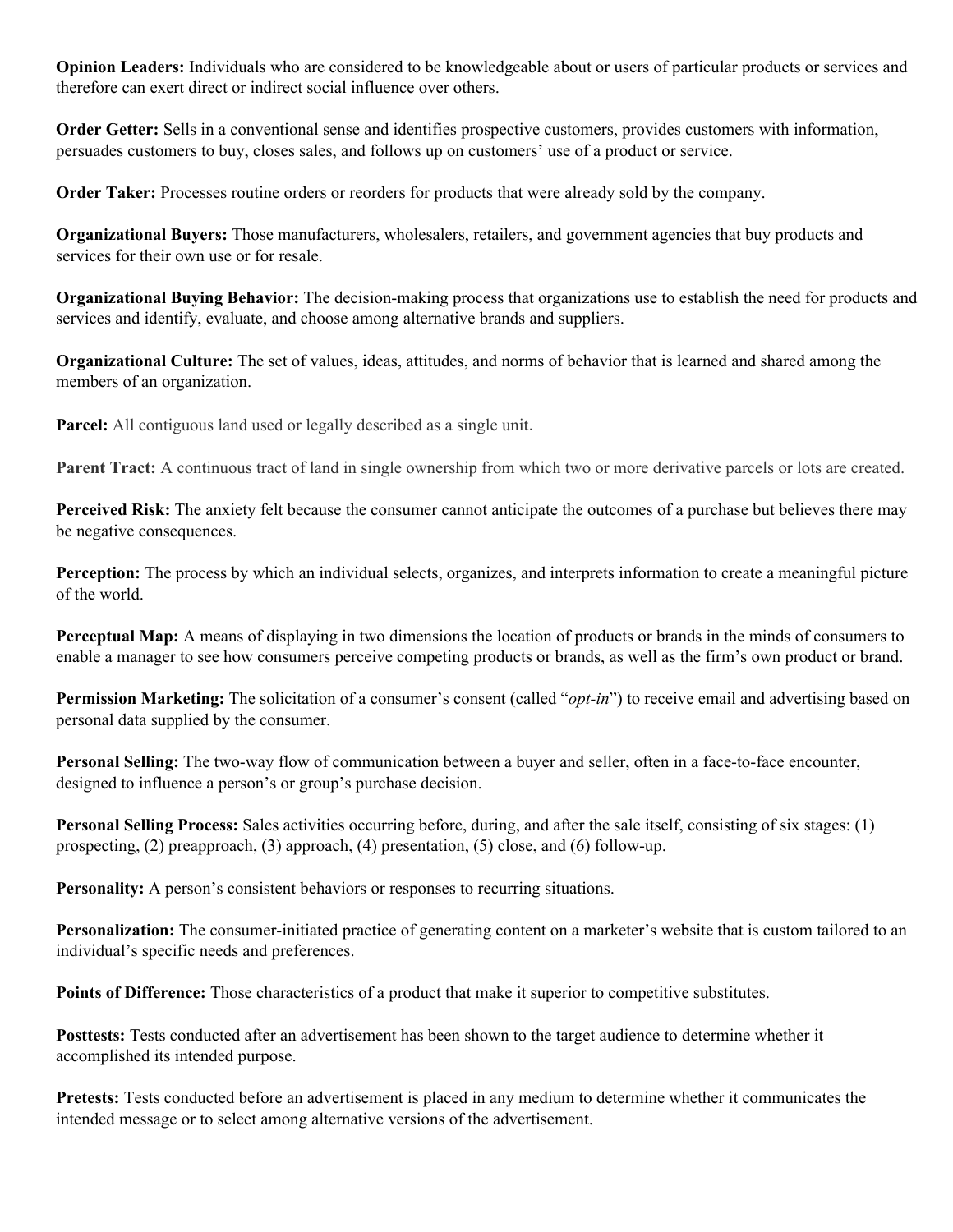**Opinion Leaders:** Individuals who are considered to be knowledgeable about or users of particular products or services and therefore can exert direct or indirect social influence over others.

**Order Getter:** Sells in a conventional sense and identifies prospective customers, provides customers with information, persuades customers to buy, closes sales, and follows up on customers' use of a product or service.

**Order Taker:** Processes routine orders or reorders for products that were already sold by the company.

**Organizational Buyers:** Those manufacturers, wholesalers, retailers, and government agencies that buy products and services for their own use or for resale.

**Organizational Buying Behavior:** The decision-making process that organizations use to establish the need for products and services and identify, evaluate, and choose among alternative brands and suppliers.

**Organizational Culture:** The set of values, ideas, attitudes, and norms of behavior that is learned and shared among the members of an organization.

**Parcel:** All contiguous land used or legally described as a single unit.

**Parent Tract:** A continuous tract of land in single ownership from which two or more derivative parcels or lots are created.

**Perceived Risk:** The anxiety felt because the consumer cannot anticipate the outcomes of a purchase but believes there may be negative consequences.

**Perception:** The process by which an individual selects, organizes, and interprets information to create a meaningful picture of the world.

**Perceptual Map:** A means of displaying in two dimensions the location of products or brands in the minds of consumers to enable a manager to see how consumers perceive competing products or brands, as well as the firm's own product or brand.

**Permission Marketing:** The solicitation of a consumer's consent (called "*opt-in*") to receive email and advertising based on personal data supplied by the consumer.

**Personal Selling:** The two-way flow of communication between a buyer and seller, often in a face-to-face encounter, designed to influence a person's or group's purchase decision.

**Personal Selling Process:** Sales activities occurring before, during, and after the sale itself, consisting of six stages: (1) prospecting, (2) preapproach, (3) approach, (4) presentation, (5) close, and (6) follow-up.

**Personality:** A person's consistent behaviors or responses to recurring situations.

**Personalization:** The consumer-initiated practice of generating content on a marketer's website that is custom tailored to an individual's specific needs and preferences.

**Points of Difference:** Those characteristics of a product that make it superior to competitive substitutes.

**Posttests:** Tests conducted after an advertisement has been shown to the target audience to determine whether it accomplished its intended purpose.

**Pretests:** Tests conducted before an advertisement is placed in any medium to determine whether it communicates the intended message or to select among alternative versions of the advertisement.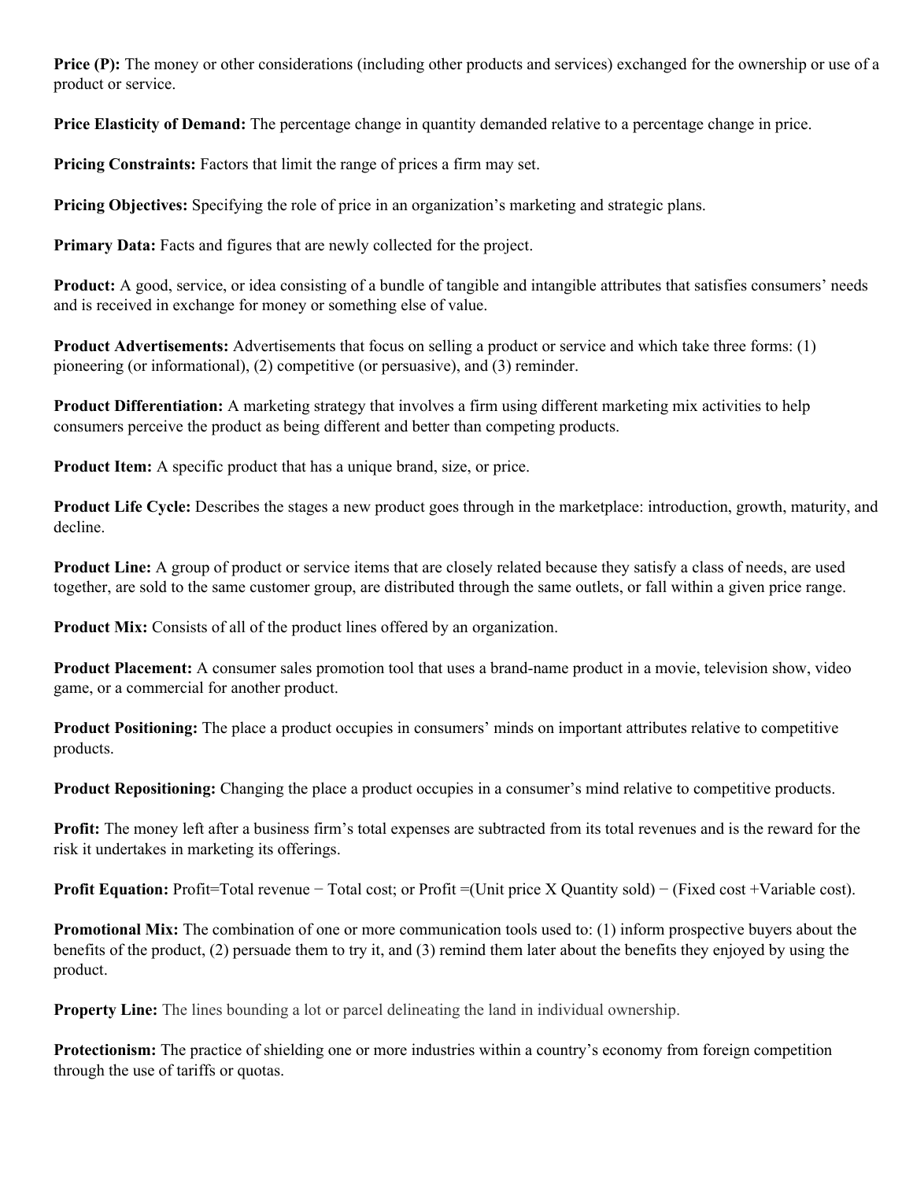**Price (P):** The money or other considerations (including other products and services) exchanged for the ownership or use of a product or service.

**Price Elasticity of Demand:** The percentage change in quantity demanded relative to a percentage change in price.

**Pricing Constraints:** Factors that limit the range of prices a firm may set.

**Pricing Objectives:** Specifying the role of price in an organization's marketing and strategic plans.

**Primary Data:** Facts and figures that are newly collected for the project.

**Product:** A good, service, or idea consisting of a bundle of tangible and intangible attributes that satisfies consumers' needs and is received in exchange for money or something else of value.

**Product Advertisements:** Advertisements that focus on selling a product or service and which take three forms: (1) pioneering (or informational), (2) competitive (or persuasive), and (3) reminder.

**Product Differentiation:** A marketing strategy that involves a firm using different marketing mix activities to help consumers perceive the product as being different and better than competing products.

**Product Item:** A specific product that has a unique brand, size, or price.

**Product Life Cycle:** Describes the stages a new product goes through in the marketplace: introduction, growth, maturity, and decline.

**Product Line:** A group of product or service items that are closely related because they satisfy a class of needs, are used together, are sold to the same customer group, are distributed through the same outlets, or fall within a given price range.

**Product Mix:** Consists of all of the product lines offered by an organization.

**Product Placement:** A consumer sales promotion tool that uses a brand-name product in a movie, television show, video game, or a commercial for another product.

**Product Positioning:** The place a product occupies in consumers' minds on important attributes relative to competitive products.

**Product Repositioning:** Changing the place a product occupies in a consumer's mind relative to competitive products.

**Profit:** The money left after a business firm's total expenses are subtracted from its total revenues and is the reward for the risk it undertakes in marketing its offerings.

**Profit Equation:** Profit=Total revenue − Total cost; or Profit =(Unit price X Quantity sold) − (Fixed cost +Variable cost).

**Promotional Mix:** The combination of one or more communication tools used to: (1) inform prospective buyers about the benefits of the product, (2) persuade them to try it, and (3) remind them later about the benefits they enjoyed by using the product.

**Property Line:** The lines bounding a lot or parcel delineating the land in individual ownership.

**Protectionism:** The practice of shielding one or more industries within a country's economy from foreign competition through the use of tariffs or quotas.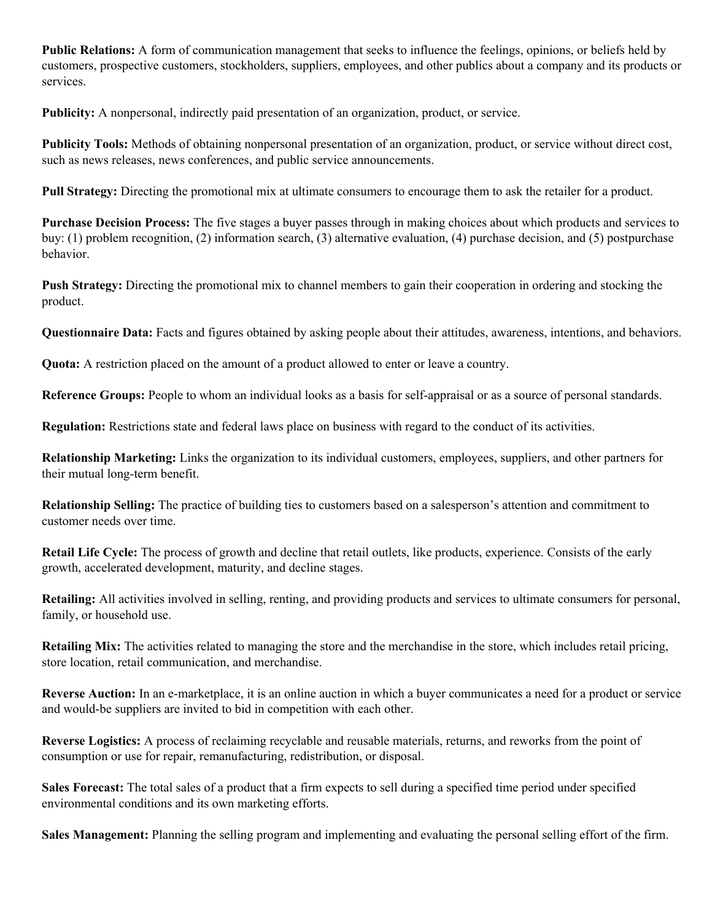**Public Relations:** A form of communication management that seeks to influence the feelings, opinions, or beliefs held by customers, prospective customers, stockholders, suppliers, employees, and other publics about a company and its products or services.

**Publicity:** A nonpersonal, indirectly paid presentation of an organization, product, or service.

**Publicity Tools:** Methods of obtaining nonpersonal presentation of an organization, product, or service without direct cost, such as news releases, news conferences, and public service announcements.

**Pull Strategy:** Directing the promotional mix at ultimate consumers to encourage them to ask the retailer for a product.

**Purchase Decision Process:** The five stages a buyer passes through in making choices about which products and services to buy: (1) problem recognition, (2) information search, (3) alternative evaluation, (4) purchase decision, and (5) postpurchase behavior.

**Push Strategy:** Directing the promotional mix to channel members to gain their cooperation in ordering and stocking the product.

**Questionnaire Data:** Facts and figures obtained by asking people about their attitudes, awareness, intentions, and behaviors.

**Quota:** A restriction placed on the amount of a product allowed to enter or leave a country.

**Reference Groups:** People to whom an individual looks as a basis for self-appraisal or as a source of personal standards.

**Regulation:** Restrictions state and federal laws place on business with regard to the conduct of its activities.

**Relationship Marketing:** Links the organization to its individual customers, employees, suppliers, and other partners for their mutual long-term benefit.

**Relationship Selling:** The practice of building ties to customers based on a salesperson's attention and commitment to customer needs over time.

**Retail Life Cycle:** The process of growth and decline that retail outlets, like products, experience. Consists of the early growth, accelerated development, maturity, and decline stages.

**Retailing:** All activities involved in selling, renting, and providing products and services to ultimate consumers for personal, family, or household use.

**Retailing Mix:** The activities related to managing the store and the merchandise in the store, which includes retail pricing, store location, retail communication, and merchandise.

**Reverse Auction:** In an e-marketplace, it is an online auction in which a buyer communicates a need for a product or service and would-be suppliers are invited to bid in competition with each other.

**Reverse Logistics:** A process of reclaiming recyclable and reusable materials, returns, and reworks from the point of consumption or use for repair, remanufacturing, redistribution, or disposal.

**Sales Forecast:** The total sales of a product that a firm expects to sell during a specified time period under specified environmental conditions and its own marketing efforts.

**Sales Management:** Planning the selling program and implementing and evaluating the personal selling effort of the firm.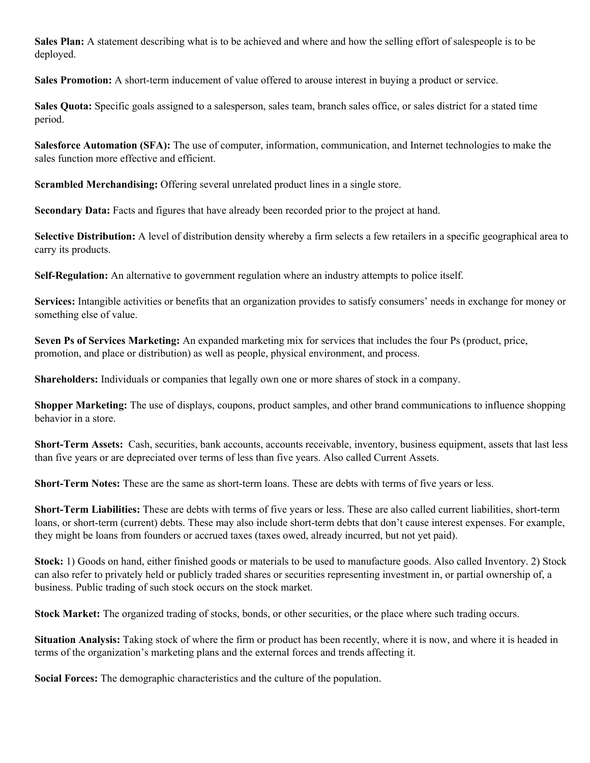**Sales Plan:** A statement describing what is to be achieved and where and how the selling effort of salespeople is to be deployed.

**Sales Promotion:** A short-term inducement of value offered to arouse interest in buying a product or service.

**Sales Quota:** Specific goals assigned to a salesperson, sales team, branch sales office, or sales district for a stated time period.

**Salesforce Automation (SFA):** The use of computer, information, communication, and Internet technologies to make the sales function more effective and efficient.

**Scrambled Merchandising:** Offering several unrelated product lines in a single store.

**Secondary Data:** Facts and figures that have already been recorded prior to the project at hand.

**Selective Distribution:** A level of distribution density whereby a firm selects a few retailers in a specific geographical area to carry its products.

**Self-Regulation:** An alternative to government regulation where an industry attempts to police itself.

**Services:** Intangible activities or benefits that an organization provides to satisfy consumers' needs in exchange for money or something else of value.

**Seven Ps of Services Marketing:** An expanded marketing mix for services that includes the four Ps (product, price, promotion, and place or distribution) as well as people, physical environment, and process.

**Shareholders:** Individuals or companies that legally own one or more shares of stock in a company.

**Shopper Marketing:** The use of displays, coupons, product samples, and other brand communications to influence shopping behavior in a store.

**Short-Term Assets:** Cash, securities, bank accounts, accounts receivable, inventory, business equipment, assets that last less than five years or are depreciated over terms of less than five years. Also called Current Assets.

**Short-Term Notes:** These are the same as short-term loans. These are debts with terms of five years or less.

**Short-Term Liabilities:** These are debts with terms of five years or less. These are also called current liabilities, short-term loans, or short-term (current) debts. These may also include short-term debts that don't cause interest expenses. For example, they might be loans from founders or accrued taxes (taxes owed, already incurred, but not yet paid).

**Stock:** 1) Goods on hand, either finished goods or materials to be used to manufacture goods. Also called Inventory. 2) Stock can also refer to privately held or publicly traded shares or securities representing investment in, or partial ownership of, a business. Public trading of such stock occurs on the stock market.

**Stock Market:** The organized trading of stocks, bonds, or other securities, or the place where such trading occurs.

**Situation Analysis:** Taking stock of where the firm or product has been recently, where it is now, and where it is headed in terms of the organization's marketing plans and the external forces and trends affecting it.

**Social Forces:** The demographic characteristics and the culture of the population.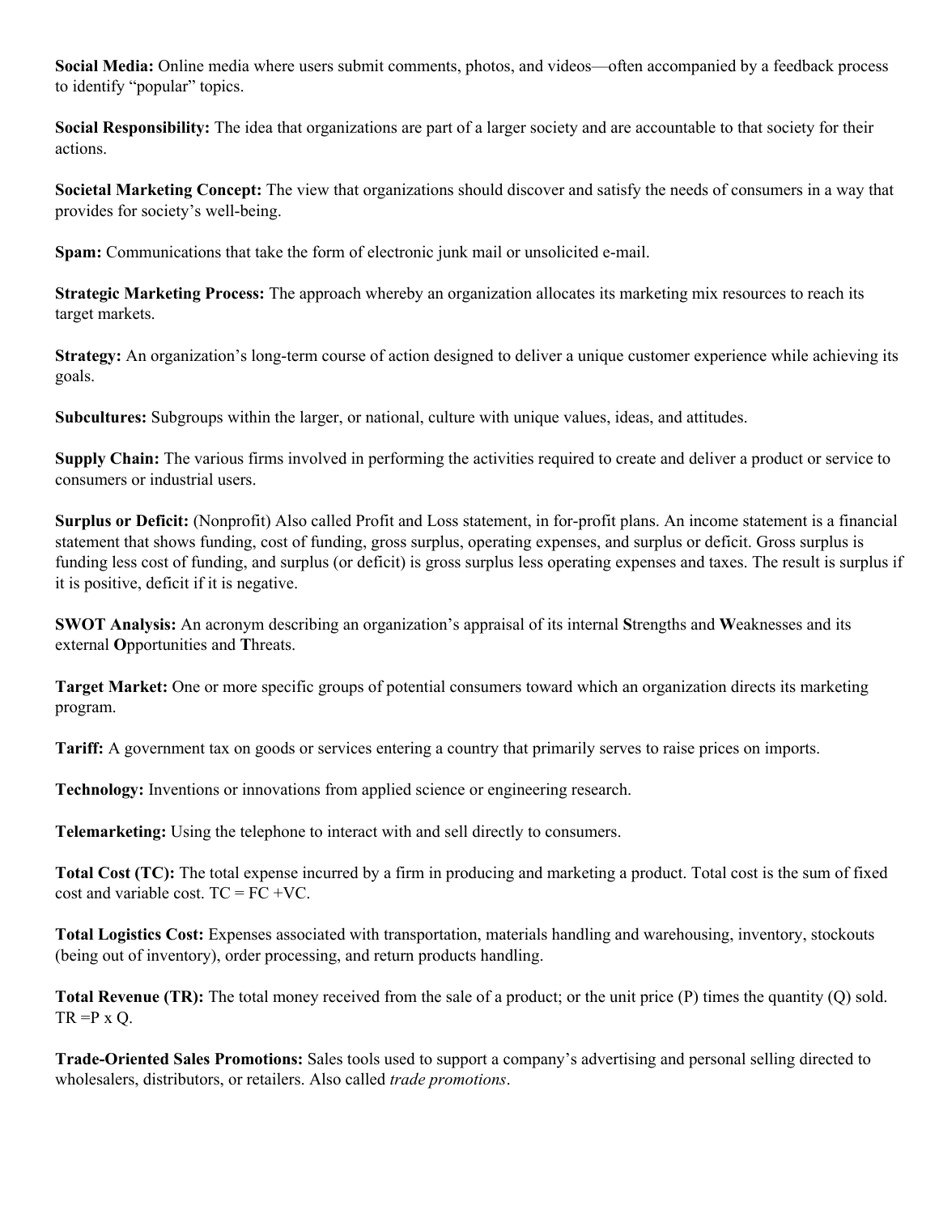**Social Media:** Online media where users submit comments, photos, and videos—often accompanied by a feedback process to identify "popular" topics.

**Social Responsibility:** The idea that organizations are part of a larger society and are accountable to that society for their actions.

**Societal Marketing Concept:** The view that organizations should discover and satisfy the needs of consumers in a way that provides for society's well-being.

**Spam:** Communications that take the form of electronic junk mail or unsolicited e-mail.

**Strategic Marketing Process:** The approach whereby an organization allocates its marketing mix resources to reach its target markets.

**Strategy:** An organization's long-term course of action designed to deliver a unique customer experience while achieving its goals.

**Subcultures:** Subgroups within the larger, or national, culture with unique values, ideas, and attitudes.

**Supply Chain:** The various firms involved in performing the activities required to create and deliver a product or service to consumers or industrial users.

**Surplus or Deficit:** (Nonprofit) Also called Profit and Loss statement, in for-profit plans. An income statement is a financial statement that shows funding, cost of funding, gross surplus, operating expenses, and surplus or deficit. Gross surplus is funding less cost of funding, and surplus (or deficit) is gross surplus less operating expenses and taxes. The result is surplus if it is positive, deficit if it is negative.

**SWOT Analysis:** An acronym describing an organization's appraisal of its internal **S**trengths and **W**eaknesses and its external **O**pportunities and **T**hreats.

**Target Market:** One or more specific groups of potential consumers toward which an organization directs its marketing program.

**Tariff:** A government tax on goods or services entering a country that primarily serves to raise prices on imports.

**Technology:** Inventions or innovations from applied science or engineering research.

**Telemarketing:** Using the telephone to interact with and sell directly to consumers.

**Total Cost (TC):** The total expense incurred by a firm in producing and marketing a product. Total cost is the sum of fixed cost and variable cost. $TC = FC + VC$.

**Total Logistics Cost:** Expenses associated with transportation, materials handling and warehousing, inventory, stockouts (being out of inventory), order processing, and return products handling.

**Total Revenue (TR):** The total money received from the sale of a product; or the unit price (P) times the quantity (Q) sold. $TR = P \times Q$.

**Trade-Oriented Sales Promotions:** Sales tools used to support a company's advertising and personal selling directed to wholesalers, distributors, or retailers. Also called *trade promotions*.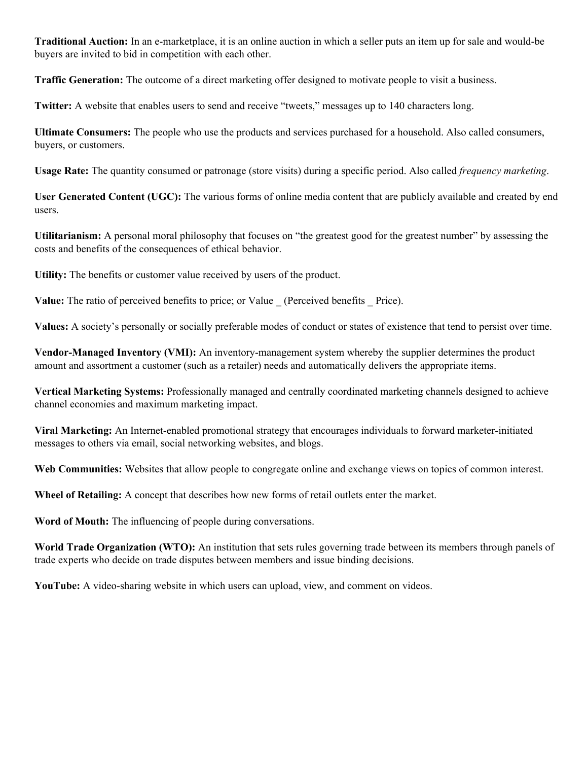**Traditional Auction:** In an e-marketplace, it is an online auction in which a seller puts an item up for sale and would-be buyers are invited to bid in competition with each other.

**Traffic Generation:** The outcome of a direct marketing offer designed to motivate people to visit a business.

**Twitter:** A website that enables users to send and receive "tweets," messages up to 140 characters long.

**Ultimate Consumers:** The people who use the products and services purchased for a household. Also called consumers, buyers, or customers.

**Usage Rate:** The quantity consumed or patronage (store visits) during a specific period. Also called *frequency marketing*.

**User Generated Content (UGC):** The various forms of online media content that are publicly available and created by end users.

**Utilitarianism:** A personal moral philosophy that focuses on "the greatest good for the greatest number" by assessing the costs and benefits of the consequences of ethical behavior.

**Utility:** The benefits or customer value received by users of the product.

**Value:** The ratio of perceived benefits to price; or Value _ (Perceived benefits _ Price).

**Values:** A society's personally or socially preferable modes of conduct or states of existence that tend to persist over time.

**Vendor-Managed Inventory (VMI):** An inventory-management system whereby the supplier determines the product amount and assortment a customer (such as a retailer) needs and automatically delivers the appropriate items.

**Vertical Marketing Systems:** Professionally managed and centrally coordinated marketing channels designed to achieve channel economies and maximum marketing impact.

**Viral Marketing:** An Internet-enabled promotional strategy that encourages individuals to forward marketer-initiated messages to others via email, social networking websites, and blogs.

**Web Communities:** Websites that allow people to congregate online and exchange views on topics of common interest.

**Wheel of Retailing:** A concept that describes how new forms of retail outlets enter the market.

**Word of Mouth:** The influencing of people during conversations.

**World Trade Organization (WTO):** An institution that sets rules governing trade between its members through panels of trade experts who decide on trade disputes between members and issue binding decisions.

**YouTube:** A video-sharing website in which users can upload, view, and comment on videos.